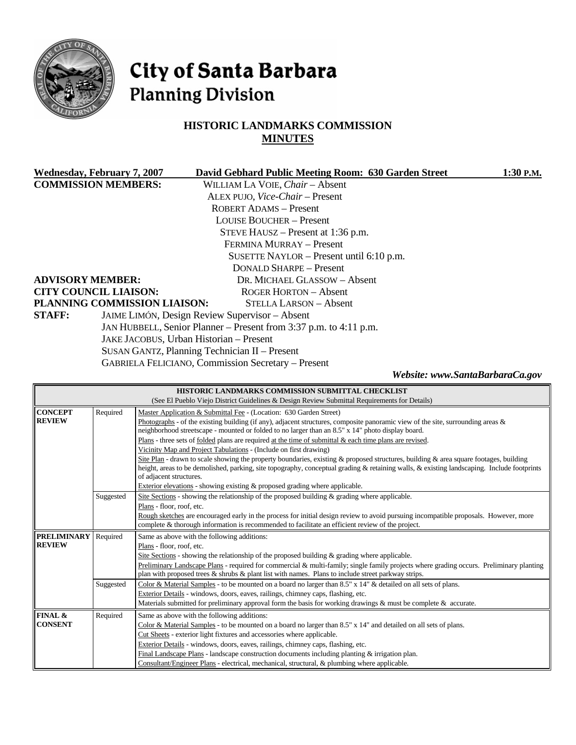# City of Santa Barbara
## Planning Division

## HISTORIC LANDMARKS COMMISSION
## MINUTES

**Wednesday, February 7, 2007** **David Gebhard Public Meeting Room: 630 Garden Street** **1:30 P.M.**

**COMMISSION MEMBERS:**
WILLIAM LA VOIE, *Chair* – Absent
ALEX PUJO, *Vice-Chair* – Present
ROBERT ADAMS – Present
LOUISE BOUCHER – Present
STEVE HAUSZ – Present at 1:36 p.m.
FERMINA MURRAY – Present
SUSETTE NAYLOR – Present until 6:10 p.m.
DONALD SHARPE – Present

**ADVISORY MEMBER:** DR. MICHAEL GLASSOW – Absent
**CITY COUNCIL LIAISON:** ROGER HORTON – Absent
**PLANNING COMMISSION LIAISON:** STELLA LARSON – Absent

**STAFF:**
JAIME LIMÓN, Design Review Supervisor – Absent
JAN HUBBELL, Senior Planner – Present from 3:37 p.m. to 4:11 p.m.
JAKE JACOBUS, Urban Historian – Present
SUSAN GANTZ, Planning Technician II – Present
GABRIELA FELICIANO, Commission Secretary – Present

***Website: www.SantaBarbaraCa.gov***

| HISTORIC LANDMARKS COMMISSION SUBMITTAL CHECKLIST (See El Pueblo Viejo District Guidelines & Design Review Submittal Requirements for Details) | | |
|---|---|---|
| **CONCEPT REVIEW** | Required | Master Application & Submittal Fee - (Location: 630 Garden Street)<br>Photographs - of the existing building (if any), adjacent structures, composite panoramic view of the site, surrounding areas & neighborhood streetscape - mounted or folded to no larger than an 8.5" x 14" photo display board.<br>Plans - three sets of folded plans are required at the time of submittal & each time plans are revised.<br>Vicinity Map and Project Tabulations - (Include on first drawing)<br>Site Plan - drawn to scale showing the property boundaries, existing & proposed structures, building & area square footages, building height, areas to be demolished, parking, site topography, conceptual grading & retaining walls, & existing landscaping. Include footprints of adjacent structures.<br>Exterior elevations - showing existing & proposed grading where applicable. |
| | Suggested | Site Sections - showing the relationship of the proposed building & grading where applicable.<br>Plans - floor, roof, etc.<br>Rough sketches are encouraged early in the process for initial design review to avoid pursuing incompatible proposals. However, more complete & thorough information is recommended to facilitate an efficient review of the project. |
| **PRELIMINARY REVIEW** | Required | Same as above with the following additions:<br>Plans - floor, roof, etc.<br>Site Sections - showing the relationship of the proposed building & grading where applicable.<br>Preliminary Landscape Plans - required for commercial & multi-family; single family projects where grading occurs. Preliminary planting plan with proposed trees & shrubs & plant list with names. Plans to include street parkway strips. |
| | Suggested | Color & Material Samples - to be mounted on a board no larger than 8.5" x 14" & detailed on all sets of plans.<br>Exterior Details - windows, doors, eaves, railings, chimney caps, flashing, etc.<br>Materials submitted for preliminary approval form the basis for working drawings & must be complete & accurate. |
| **FINAL & CONSENT** | Required | Same as above with the following additions:<br>Color & Material Samples - to be mounted on a board no larger than 8.5" x 14" and detailed on all sets of plans.<br>Cut Sheets - exterior light fixtures and accessories where applicable.<br>Exterior Details - windows, doors, eaves, railings, chimney caps, flashing, etc.<br>Final Landscape Plans - landscape construction documents including planting & irrigation plan.<br>Consultant/Engineer Plans - electrical, mechanical, structural, & plumbing where applicable. |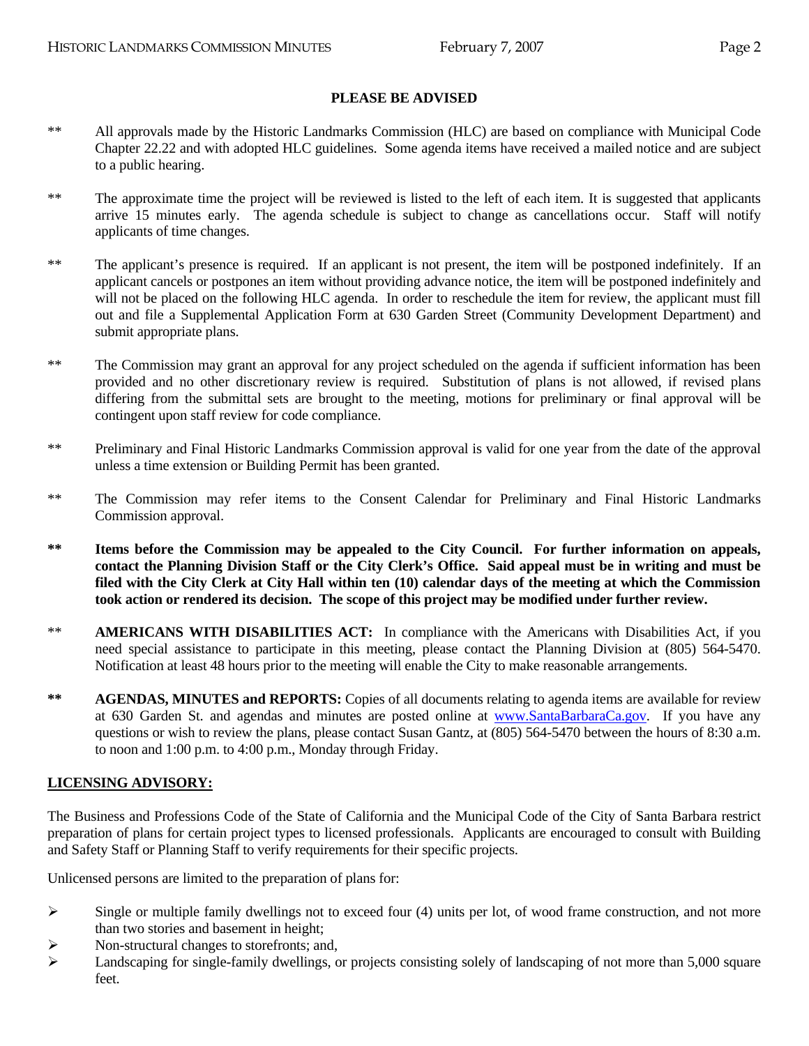**PLEASE BE ADVISED**

** All approvals made by the Historic Landmarks Commission (HLC) are based on compliance with Municipal Code Chapter 22.22 and with adopted HLC guidelines. Some agenda items have received a mailed notice and are subject to a public hearing.

** The approximate time the project will be reviewed is listed to the left of each item. It is suggested that applicants arrive 15 minutes early. The agenda schedule is subject to change as cancellations occur. Staff will notify applicants of time changes.

** The applicant's presence is required. If an applicant is not present, the item will be postponed indefinitely. If an applicant cancels or postpones an item without providing advance notice, the item will be postponed indefinitely and will not be placed on the following HLC agenda. In order to reschedule the item for review, the applicant must fill out and file a Supplemental Application Form at 630 Garden Street (Community Development Department) and submit appropriate plans.

** The Commission may grant an approval for any project scheduled on the agenda if sufficient information has been provided and no other discretionary review is required. Substitution of plans is not allowed, if revised plans differing from the submittal sets are brought to the meeting, motions for preliminary or final approval will be contingent upon staff review for code compliance.

** Preliminary and Final Historic Landmarks Commission approval is valid for one year from the date of the approval unless a time extension or Building Permit has been granted.

** The Commission may refer items to the Consent Calendar for Preliminary and Final Historic Landmarks Commission approval.

**\*\* Items before the Commission may be appealed to the City Council. For further information on appeals, contact the Planning Division Staff or the City Clerk's Office. Said appeal must be in writing and must be filed with the City Clerk at City Hall within ten (10) calendar days of the meeting at which the Commission took action or rendered its decision. The scope of this project may be modified under further review.**

** **AMERICANS WITH DISABILITIES ACT:** In compliance with the Americans with Disabilities Act, if you need special assistance to participate in this meeting, please contact the Planning Division at (805) 564-5470. Notification at least 48 hours prior to the meeting will enable the City to make reasonable arrangements.

**\*\* AGENDAS, MINUTES and REPORTS:** Copies of all documents relating to agenda items are available for review at 630 Garden St. and agendas and minutes are posted online at [www.SantaBarbaraCa.gov](http://www.SantaBarbaraCa.gov). If you have any questions or wish to review the plans, please contact Susan Gantz, at (805) 564-5470 between the hours of 8:30 a.m. to noon and 1:00 p.m. to 4:00 p.m., Monday through Friday.

**LICENSING ADVISORY:**

The Business and Professions Code of the State of California and the Municipal Code of the City of Santa Barbara restrict preparation of plans for certain project types to licensed professionals. Applicants are encouraged to consult with Building and Safety Staff or Planning Staff to verify requirements for their specific projects.

Unlicensed persons are limited to the preparation of plans for:

- Single or multiple family dwellings not to exceed four (4) units per lot, of wood frame construction, and not more than two stories and basement in height;
- Non-structural changes to storefronts; and,
- Landscaping for single-family dwellings, or projects consisting solely of landscaping of not more than 5,000 square feet.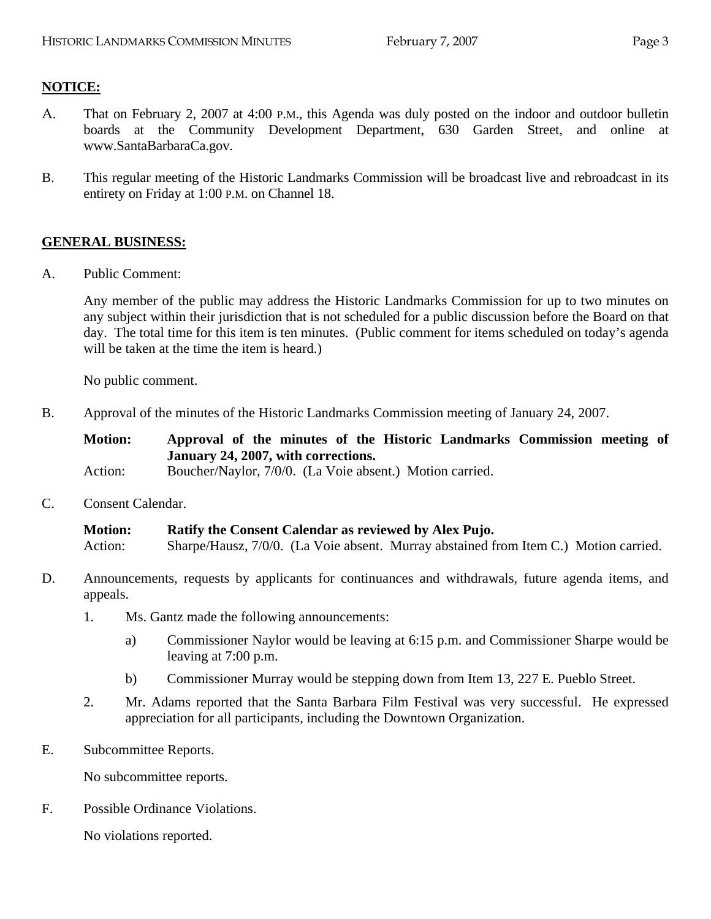**NOTICE:**

A. That on February 2, 2007 at 4:00 P.M., this Agenda was duly posted on the indoor and outdoor bulletin boards at the Community Development Department, 630 Garden Street, and online at www.SantaBarbaraCa.gov.

B. This regular meeting of the Historic Landmarks Commission will be broadcast live and rebroadcast in its entirety on Friday at 1:00 P.M. on Channel 18.

**GENERAL BUSINESS:**

A. Public Comment:

Any member of the public may address the Historic Landmarks Commission for up to two minutes on any subject within their jurisdiction that is not scheduled for a public discussion before the Board on that day. The total time for this item is ten minutes. (Public comment for items scheduled on today's agenda will be taken at the time the item is heard.)

No public comment.

B. Approval of the minutes of the Historic Landmarks Commission meeting of January 24, 2007.

**Motion: Approval of the minutes of the Historic Landmarks Commission meeting of January 24, 2007, with corrections.**
Action: Boucher/Naylor, 7/0/0. (La Voie absent.) Motion carried.

C. Consent Calendar.

**Motion: Ratify the Consent Calendar as reviewed by Alex Pujo.**
Action: Sharpe/Hausz, 7/0/0. (La Voie absent. Murray abstained from Item C.) Motion carried.

D. Announcements, requests by applicants for continuances and withdrawals, future agenda items, and appeals.

1. Ms. Gantz made the following announcements:

   a) Commissioner Naylor would be leaving at 6:15 p.m. and Commissioner Sharpe would be leaving at 7:00 p.m.

   b) Commissioner Murray would be stepping down from Item 13, 227 E. Pueblo Street.

2. Mr. Adams reported that the Santa Barbara Film Festival was very successful. He expressed appreciation for all participants, including the Downtown Organization.

E. Subcommittee Reports.

No subcommittee reports.

F. Possible Ordinance Violations.

No violations reported.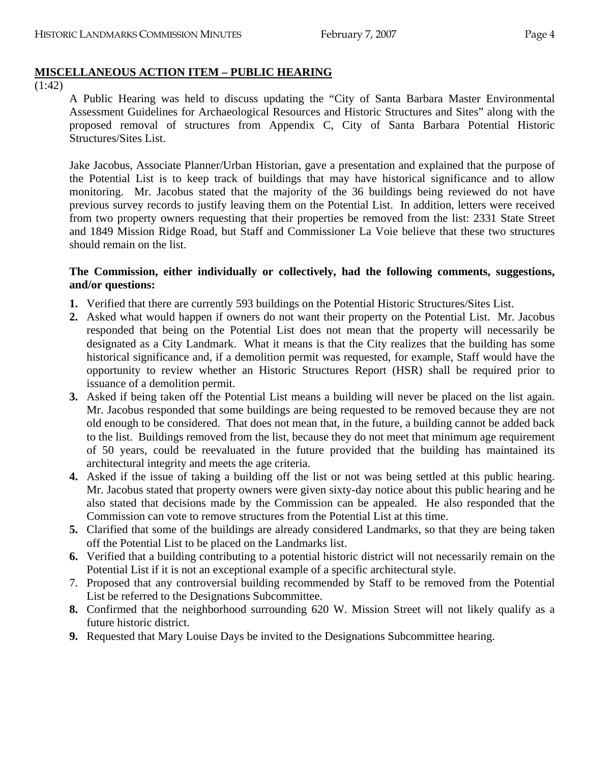**MISCELLANEOUS ACTION ITEM – PUBLIC HEARING**

(1:42)

A Public Hearing was held to discuss updating the "City of Santa Barbara Master Environmental Assessment Guidelines for Archaeological Resources and Historic Structures and Sites" along with the proposed removal of structures from Appendix C, City of Santa Barbara Potential Historic Structures/Sites List.

Jake Jacobus, Associate Planner/Urban Historian, gave a presentation and explained that the purpose of the Potential List is to keep track of buildings that may have historical significance and to allow monitoring. Mr. Jacobus stated that the majority of the 36 buildings being reviewed do not have previous survey records to justify leaving them on the Potential List. In addition, letters were received from two property owners requesting that their properties be removed from the list: 2331 State Street and 1849 Mission Ridge Road, but Staff and Commissioner La Voie believe that these two structures should remain on the list.

**The Commission, either individually or collectively, had the following comments, suggestions, and/or questions:**

1. Verified that there are currently 593 buildings on the Potential Historic Structures/Sites List.
2. Asked what would happen if owners do not want their property on the Potential List. Mr. Jacobus responded that being on the Potential List does not mean that the property will necessarily be designated as a City Landmark. What it means is that the City realizes that the building has some historical significance and, if a demolition permit was requested, for example, Staff would have the opportunity to review whether an Historic Structures Report (HSR) shall be required prior to issuance of a demolition permit.
3. Asked if being taken off the Potential List means a building will never be placed on the list again. Mr. Jacobus responded that some buildings are being requested to be removed because they are not old enough to be considered. That does not mean that, in the future, a building cannot be added back to the list. Buildings removed from the list, because they do not meet that minimum age requirement of 50 years, could be reevaluated in the future provided that the building has maintained its architectural integrity and meets the age criteria.
4. Asked if the issue of taking a building off the list or not was being settled at this public hearing. Mr. Jacobus stated that property owners were given sixty-day notice about this public hearing and he also stated that decisions made by the Commission can be appealed. He also responded that the Commission can vote to remove structures from the Potential List at this time.
5. Clarified that some of the buildings are already considered Landmarks, so that they are being taken off the Potential List to be placed on the Landmarks list.
6. Verified that a building contributing to a potential historic district will not necessarily remain on the Potential List if it is not an exceptional example of a specific architectural style.
7. Proposed that any controversial building recommended by Staff to be removed from the Potential List be referred to the Designations Subcommittee.
8. Confirmed that the neighborhood surrounding 620 W. Mission Street will not likely qualify as a future historic district.
9. Requested that Mary Louise Days be invited to the Designations Subcommittee hearing.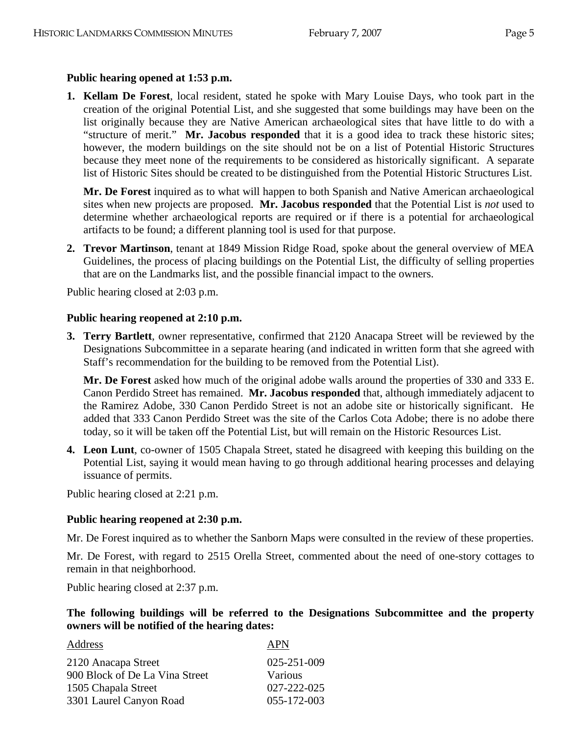**Public hearing opened at 1:53 p.m.**

1. **Kellam De Forest**, local resident, stated he spoke with Mary Louise Days, who took part in the creation of the original Potential List, and she suggested that some buildings may have been on the list originally because they are Native American archaeological sites that have little to do with a "structure of merit." **Mr. Jacobus responded** that it is a good idea to track these historic sites; however, the modern buildings on the site should not be on a list of Potential Historic Structures because they meet none of the requirements to be considered as historically significant. A separate list of Historic Sites should be created to be distinguished from the Potential Historic Structures List.

   **Mr. De Forest** inquired as to what will happen to both Spanish and Native American archaeological sites when new projects are proposed. **Mr. Jacobus responded** that the Potential List is *not* used to determine whether archaeological reports are required or if there is a potential for archaeological artifacts to be found; a different planning tool is used for that purpose.

2. **Trevor Martinson**, tenant at 1849 Mission Ridge Road, spoke about the general overview of MEA Guidelines, the process of placing buildings on the Potential List, the difficulty of selling properties that are on the Landmarks list, and the possible financial impact to the owners.

Public hearing closed at 2:03 p.m.

**Public hearing reopened at 2:10 p.m.**

3. **Terry Bartlett**, owner representative, confirmed that 2120 Anacapa Street will be reviewed by the Designations Subcommittee in a separate hearing (and indicated in written form that she agreed with Staff's recommendation for the building to be removed from the Potential List).

   **Mr. De Forest** asked how much of the original adobe walls around the properties of 330 and 333 E. Canon Perdido Street has remained. **Mr. Jacobus responded** that, although immediately adjacent to the Ramirez Adobe, 330 Canon Perdido Street is not an adobe site or historically significant. He added that 333 Canon Perdido Street was the site of the Carlos Cota Adobe; there is no adobe there today, so it will be taken off the Potential List, but will remain on the Historic Resources List.

4. **Leon Lunt**, co-owner of 1505 Chapala Street, stated he disagreed with keeping this building on the Potential List, saying it would mean having to go through additional hearing processes and delaying issuance of permits.

Public hearing closed at 2:21 p.m.

**Public hearing reopened at 2:30 p.m.**

Mr. De Forest inquired as to whether the Sanborn Maps were consulted in the review of these properties.

Mr. De Forest, with regard to 2515 Orella Street, commented about the need of one-story cottages to remain in that neighborhood.

Public hearing closed at 2:37 p.m.

**The following buildings will be referred to the Designations Subcommittee and the property owners will be notified of the hearing dates:**

| Address | APN |
|---|---|
| 2120 Anacapa Street | 025-251-009 |
| 900 Block of De La Vina Street | Various |
| 1505 Chapala Street | 027-222-025 |
| 3301 Laurel Canyon Road | 055-172-003 |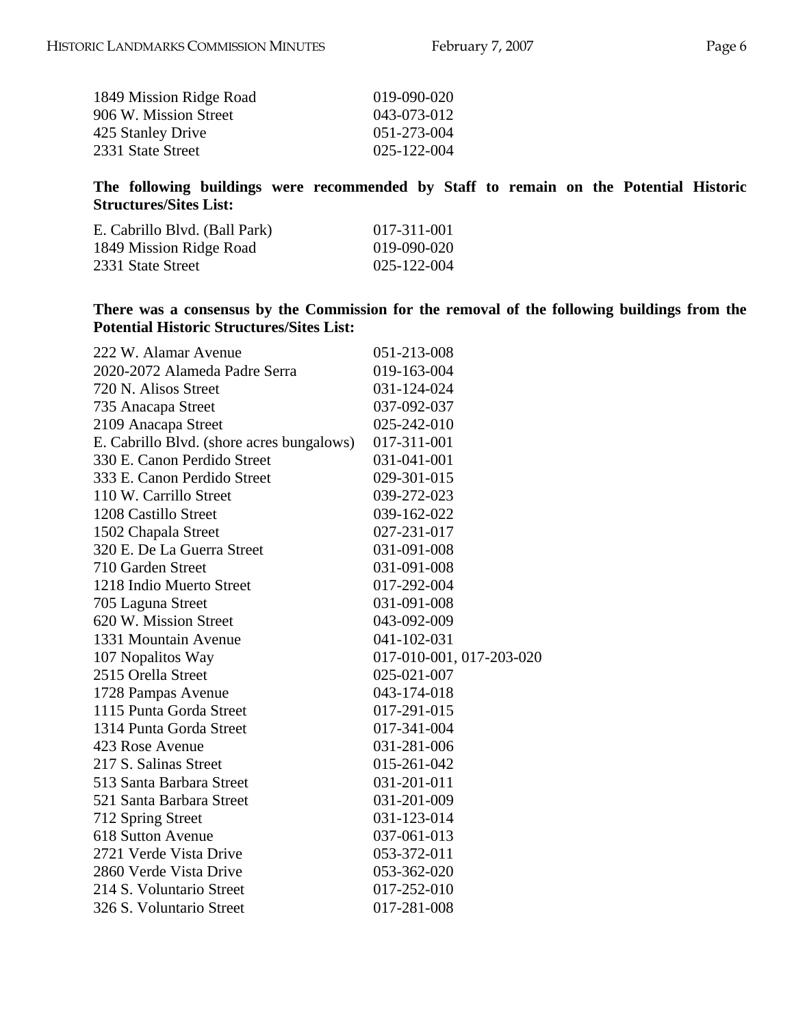| | |
|---|---|
| 1849 Mission Ridge Road | 019-090-020 |
| 906 W. Mission Street | 043-073-012 |
| 425 Stanley Drive | 051-273-004 |
| 2331 State Street | 025-122-004 |

**The following buildings were recommended by Staff to remain on the Potential Historic Structures/Sites List:**

| | |
|---|---|
| E. Cabrillo Blvd. (Ball Park) | 017-311-001 |
| 1849 Mission Ridge Road | 019-090-020 |
| 2331 State Street | 025-122-004 |

**There was a consensus by the Commission for the removal of the following buildings from the Potential Historic Structures/Sites List:**

| | |
|---|---|
| 222 W. Alamar Avenue | 051-213-008 |
| 2020-2072 Alameda Padre Serra | 019-163-004 |
| 720 N. Alisos Street | 031-124-024 |
| 735 Anacapa Street | 037-092-037 |
| 2109 Anacapa Street | 025-242-010 |
| E. Cabrillo Blvd. (shore acres bungalows) | 017-311-001 |
| 330 E. Canon Perdido Street | 031-041-001 |
| 333 E. Canon Perdido Street | 029-301-015 |
| 110 W. Carrillo Street | 039-272-023 |
| 1208 Castillo Street | 039-162-022 |
| 1502 Chapala Street | 027-231-017 |
| 320 E. De La Guerra Street | 031-091-008 |
| 710 Garden Street | 031-091-008 |
| 1218 Indio Muerto Street | 017-292-004 |
| 705 Laguna Street | 031-091-008 |
| 620 W. Mission Street | 043-092-009 |
| 1331 Mountain Avenue | 041-102-031 |
| 107 Nopalitos Way | 017-010-001, 017-203-020 |
| 2515 Orella Street | 025-021-007 |
| 1728 Pampas Avenue | 043-174-018 |
| 1115 Punta Gorda Street | 017-291-015 |
| 1314 Punta Gorda Street | 017-341-004 |
| 423 Rose Avenue | 031-281-006 |
| 217 S. Salinas Street | 015-261-042 |
| 513 Santa Barbara Street | 031-201-011 |
| 521 Santa Barbara Street | 031-201-009 |
| 712 Spring Street | 031-123-014 |
| 618 Sutton Avenue | 037-061-013 |
| 2721 Verde Vista Drive | 053-372-011 |
| 2860 Verde Vista Drive | 053-362-020 |
| 214 S. Voluntario Street | 017-252-010 |
| 326 S. Voluntario Street | 017-281-008 |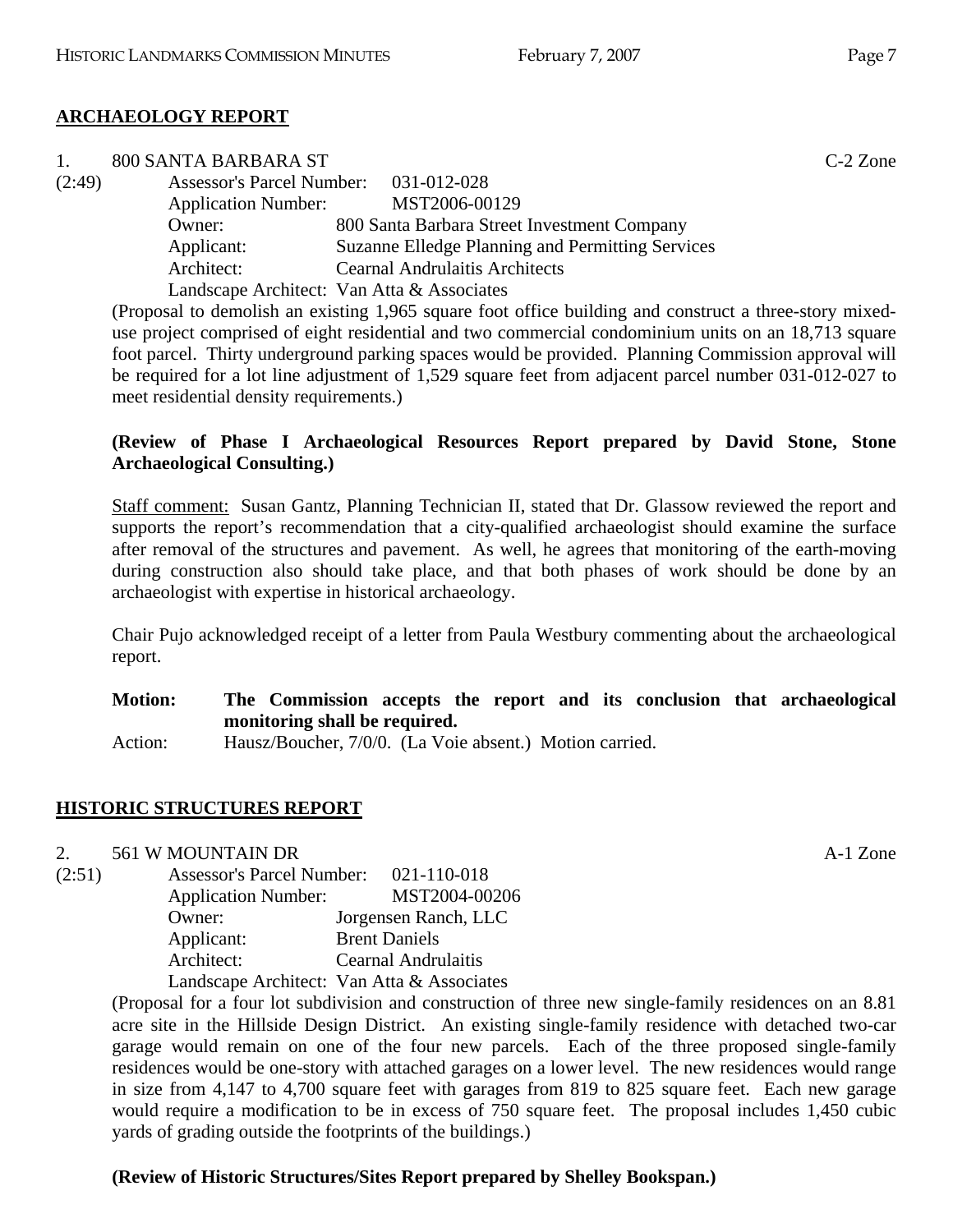## ARCHAEOLOGY REPORT

1. 800 SANTA BARBARA ST C-2 Zone

(2:49)

Assessor's Parcel Number: 031-012-028
Application Number: MST2006-00129
Owner: 800 Santa Barbara Street Investment Company
Applicant: Suzanne Elledge Planning and Permitting Services
Architect: Cearnal Andrulaitis Architects
Landscape Architect: Van Atta & Associates

(Proposal to demolish an existing 1,965 square foot office building and construct a three-story mixed-use project comprised of eight residential and two commercial condominium units on an 18,713 square foot parcel. Thirty underground parking spaces would be provided. Planning Commission approval will be required for a lot line adjustment of 1,529 square feet from adjacent parcel number 031-012-027 to meet residential density requirements.)

**(Review of Phase I Archaeological Resources Report prepared by David Stone, Stone Archaeological Consulting.)**

Staff comment: Susan Gantz, Planning Technician II, stated that Dr. Glassow reviewed the report and supports the report's recommendation that a city-qualified archaeologist should examine the surface after removal of the structures and pavement. As well, he agrees that monitoring of the earth-moving during construction also should take place, and that both phases of work should be done by an archaeologist with expertise in historical archaeology.

Chair Pujo acknowledged receipt of a letter from Paula Westbury commenting about the archaeological report.

**Motion: The Commission accepts the report and its conclusion that archaeological monitoring shall be required.**

Action: Hausz/Boucher, 7/0/0. (La Voie absent.) Motion carried.

## HISTORIC STRUCTURES REPORT

2. 561 W MOUNTAIN DR A-1 Zone

(2:51)

Assessor's Parcel Number: 021-110-018
Application Number: MST2004-00206
Owner: Jorgensen Ranch, LLC
Applicant: Brent Daniels
Architect: Cearnal Andrulaitis
Landscape Architect: Van Atta & Associates

(Proposal for a four lot subdivision and construction of three new single-family residences on an 8.81 acre site in the Hillside Design District. An existing single-family residence with detached two-car garage would remain on one of the four new parcels. Each of the three proposed single-family residences would be one-story with attached garages on a lower level. The new residences would range in size from 4,147 to 4,700 square feet with garages from 819 to 825 square feet. Each new garage would require a modification to be in excess of 750 square feet. The proposal includes 1,450 cubic yards of grading outside the footprints of the buildings.)

**(Review of Historic Structures/Sites Report prepared by Shelley Bookspan.)**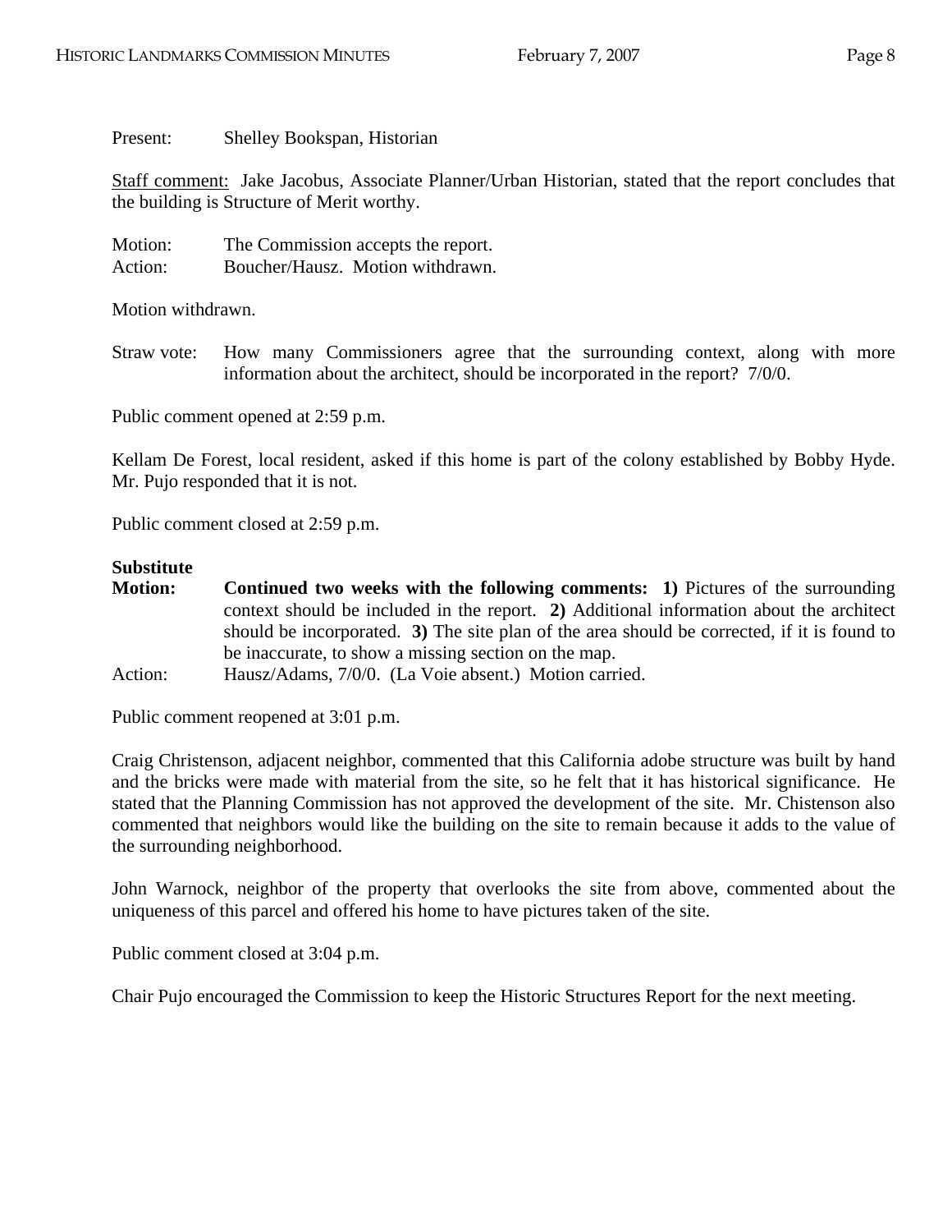Present: Shelley Bookspan, Historian

Staff comment: Jake Jacobus, Associate Planner/Urban Historian, stated that the report concludes that the building is Structure of Merit worthy.

Motion: The Commission accepts the report.
Action: Boucher/Hausz. Motion withdrawn.

Motion withdrawn.

Straw vote: How many Commissioners agree that the surrounding context, along with more information about the architect, should be incorporated in the report? 7/0/0.

Public comment opened at 2:59 p.m.

Kellam De Forest, local resident, asked if this home is part of the colony established by Bobby Hyde. Mr. Pujo responded that it is not.

Public comment closed at 2:59 p.m.

**Substitute Motion:** **Continued two weeks with the following comments: 1)** Pictures of the surrounding context should be included in the report. **2)** Additional information about the architect should be incorporated. **3)** The site plan of the area should be corrected, if it is found to be inaccurate, to show a missing section on the map.
Action: Hausz/Adams, 7/0/0. (La Voie absent.) Motion carried.

Public comment reopened at 3:01 p.m.

Craig Christenson, adjacent neighbor, commented that this California adobe structure was built by hand and the bricks were made with material from the site, so he felt that it has historical significance. He stated that the Planning Commission has not approved the development of the site. Mr. Chistenson also commented that neighbors would like the building on the site to remain because it adds to the value of the surrounding neighborhood.

John Warnock, neighbor of the property that overlooks the site from above, commented about the uniqueness of this parcel and offered his home to have pictures taken of the site.

Public comment closed at 3:04 p.m.

Chair Pujo encouraged the Commission to keep the Historic Structures Report for the next meeting.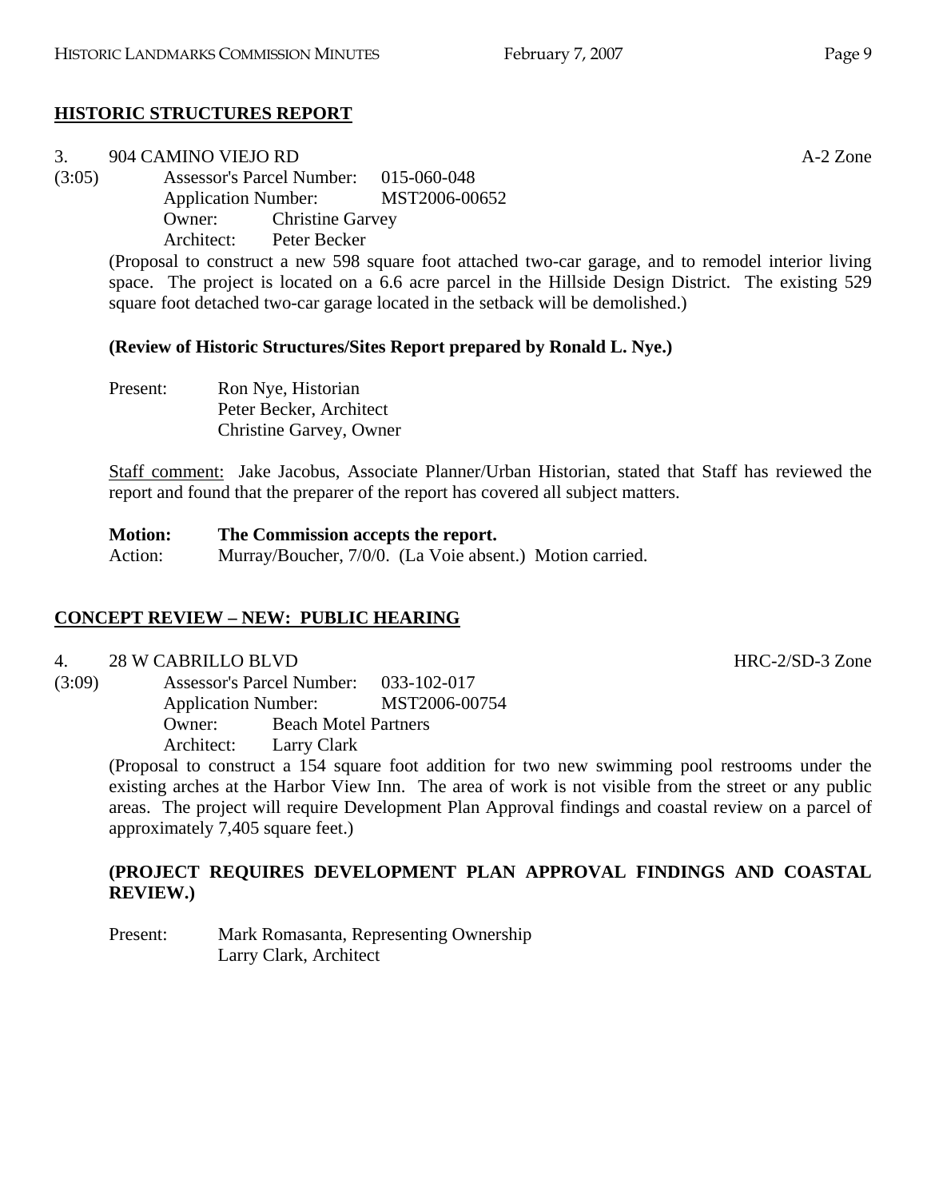## HISTORIC STRUCTURES REPORT

3. 904 CAMINO VIEJO RD A-2 Zone

(3:05) Assessor's Parcel Number: 015-060-048
Application Number: MST2006-00652
Owner: Christine Garvey
Architect: Peter Becker

(Proposal to construct a new 598 square foot attached two-car garage, and to remodel interior living space. The project is located on a 6.6 acre parcel in the Hillside Design District. The existing 529 square foot detached two-car garage located in the setback will be demolished.)

**(Review of Historic Structures/Sites Report prepared by Ronald L. Nye.)**

Present: Ron Nye, Historian
Peter Becker, Architect
Christine Garvey, Owner

Staff comment: Jake Jacobus, Associate Planner/Urban Historian, stated that Staff has reviewed the report and found that the preparer of the report has covered all subject matters.

**Motion: The Commission accepts the report.**
Action: Murray/Boucher, 7/0/0. (La Voie absent.) Motion carried.

## CONCEPT REVIEW – NEW: PUBLIC HEARING

4. 28 W CABRILLO BLVD HRC-2/SD-3 Zone

(3:09) Assessor's Parcel Number: 033-102-017
Application Number: MST2006-00754
Owner: Beach Motel Partners
Architect: Larry Clark

(Proposal to construct a 154 square foot addition for two new swimming pool restrooms under the existing arches at the Harbor View Inn. The area of work is not visible from the street or any public areas. The project will require Development Plan Approval findings and coastal review on a parcel of approximately 7,405 square feet.)

**(PROJECT REQUIRES DEVELOPMENT PLAN APPROVAL FINDINGS AND COASTAL REVIEW.)**

Present: Mark Romasanta, Representing Ownership
Larry Clark, Architect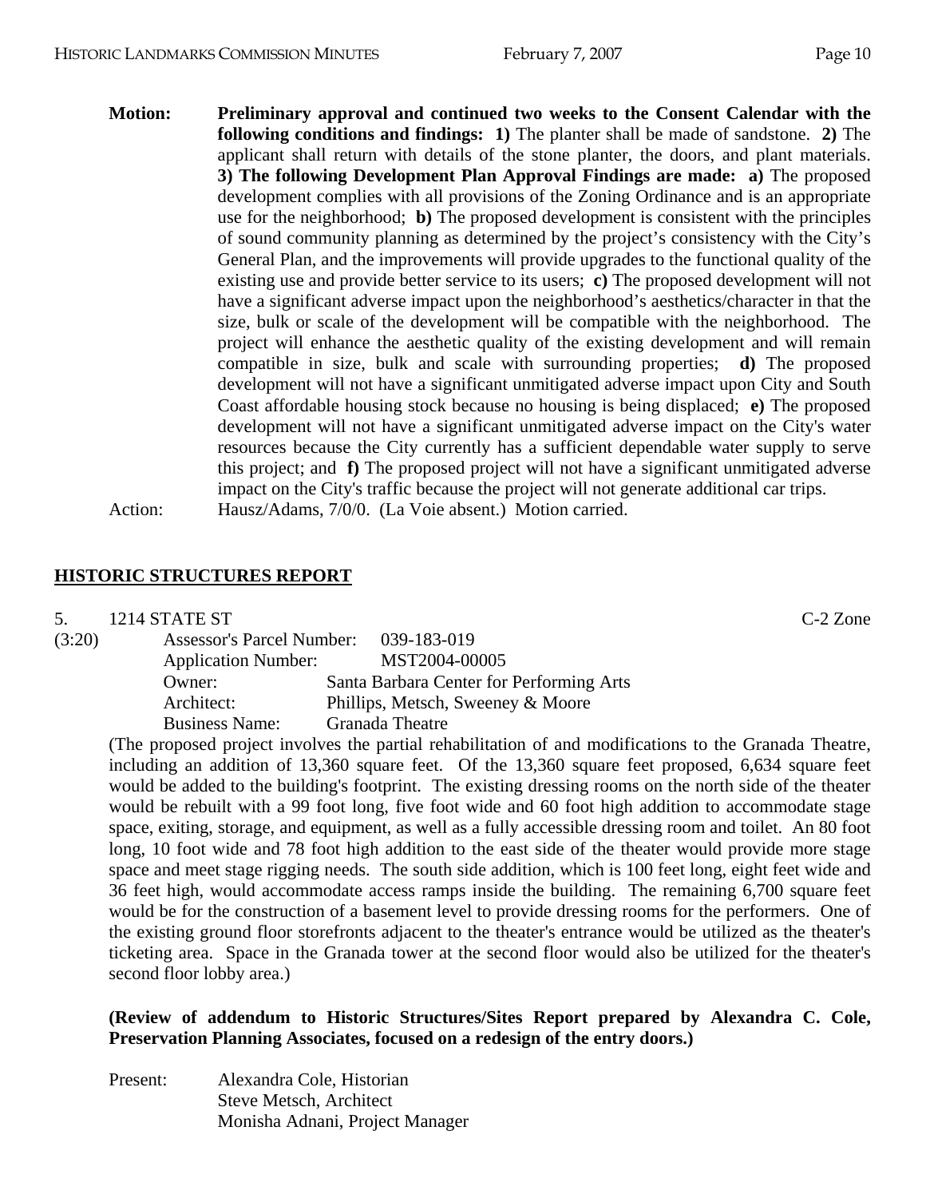**Motion:** **Preliminary approval and continued two weeks to the Consent Calendar with the following conditions and findings: 1)** The planter shall be made of sandstone. **2)** The applicant shall return with details of the stone planter, the doors, and plant materials. **3) The following Development Plan Approval Findings are made: a)** The proposed development complies with all provisions of the Zoning Ordinance and is an appropriate use for the neighborhood; **b)** The proposed development is consistent with the principles of sound community planning as determined by the project's consistency with the City's General Plan, and the improvements will provide upgrades to the functional quality of the existing use and provide better service to its users; **c)** The proposed development will not have a significant adverse impact upon the neighborhood's aesthetics/character in that the size, bulk or scale of the development will be compatible with the neighborhood. The project will enhance the aesthetic quality of the existing development and will remain compatible in size, bulk and scale with surrounding properties; **d)** The proposed development will not have a significant unmitigated adverse impact upon City and South Coast affordable housing stock because no housing is being displaced; **e)** The proposed development will not have a significant unmitigated adverse impact on the City's water resources because the City currently has a sufficient dependable water supply to serve this project; and **f)** The proposed project will not have a significant unmitigated adverse impact on the City's traffic because the project will not generate additional car trips.

Action: Hausz/Adams, 7/0/0. (La Voie absent.) Motion carried.

## HISTORIC STRUCTURES REPORT

5. 1214 STATE ST — C-2 Zone

(3:20)

Assessor's Parcel Number: 039-183-019
Application Number: MST2004-00005
Owner: Santa Barbara Center for Performing Arts
Architect: Phillips, Metsch, Sweeney & Moore
Business Name: Granada Theatre

(The proposed project involves the partial rehabilitation of and modifications to the Granada Theatre, including an addition of 13,360 square feet. Of the 13,360 square feet proposed, 6,634 square feet would be added to the building's footprint. The existing dressing rooms on the north side of the theater would be rebuilt with a 99 foot long, five foot wide and 60 foot high addition to accommodate stage space, exiting, storage, and equipment, as well as a fully accessible dressing room and toilet. An 80 foot long, 10 foot wide and 78 foot high addition to the east side of the theater would provide more stage space and meet stage rigging needs. The south side addition, which is 100 feet long, eight feet wide and 36 feet high, would accommodate access ramps inside the building. The remaining 6,700 square feet would be for the construction of a basement level to provide dressing rooms for the performers. One of the existing ground floor storefronts adjacent to the theater's entrance would be utilized as the theater's ticketing area. Space in the Granada tower at the second floor would also be utilized for the theater's second floor lobby area.)

**(Review of addendum to Historic Structures/Sites Report prepared by Alexandra C. Cole, Preservation Planning Associates, focused on a redesign of the entry doors.)**

Present: Alexandra Cole, Historian
Steve Metsch, Architect
Monisha Adnani, Project Manager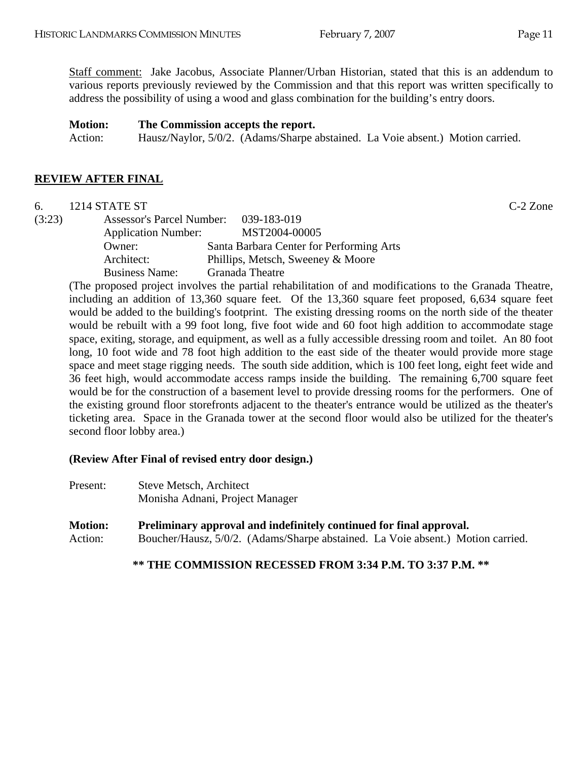Staff comment: Jake Jacobus, Associate Planner/Urban Historian, stated that this is an addendum to various reports previously reviewed by the Commission and that this report was written specifically to address the possibility of using a wood and glass combination for the building's entry doors.

**Motion:** **The Commission accepts the report.**
Action: Hausz/Naylor, 5/0/2. (Adams/Sharpe abstained. La Voie absent.) Motion carried.

## REVIEW AFTER FINAL

6. 1214 STATE ST C-2 Zone
(3:23)
Assessor's Parcel Number: 039-183-019
Application Number: MST2004-00005
Owner: Santa Barbara Center for Performing Arts
Architect: Phillips, Metsch, Sweeney & Moore
Business Name: Granada Theatre

(The proposed project involves the partial rehabilitation of and modifications to the Granada Theatre, including an addition of 13,360 square feet. Of the 13,360 square feet proposed, 6,634 square feet would be added to the building's footprint. The existing dressing rooms on the north side of the theater would be rebuilt with a 99 foot long, five foot wide and 60 foot high addition to accommodate stage space, exiting, storage, and equipment, as well as a fully accessible dressing room and toilet. An 80 foot long, 10 foot wide and 78 foot high addition to the east side of the theater would provide more stage space and meet stage rigging needs. The south side addition, which is 100 feet long, eight feet wide and 36 feet high, would accommodate access ramps inside the building. The remaining 6,700 square feet would be for the construction of a basement level to provide dressing rooms for the performers. One of the existing ground floor storefronts adjacent to the theater's entrance would be utilized as the theater's ticketing area. Space in the Granada tower at the second floor would also be utilized for the theater's second floor lobby area.)

**(Review After Final of revised entry door design.)**

Present: Steve Metsch, Architect
Monisha Adnani, Project Manager

**Motion:** **Preliminary approval and indefinitely continued for final approval.**
Action: Boucher/Hausz, 5/0/2. (Adams/Sharpe abstained. La Voie absent.) Motion carried.

**\*\* THE COMMISSION RECESSED FROM 3:34 P.M. TO 3:37 P.M. \*\***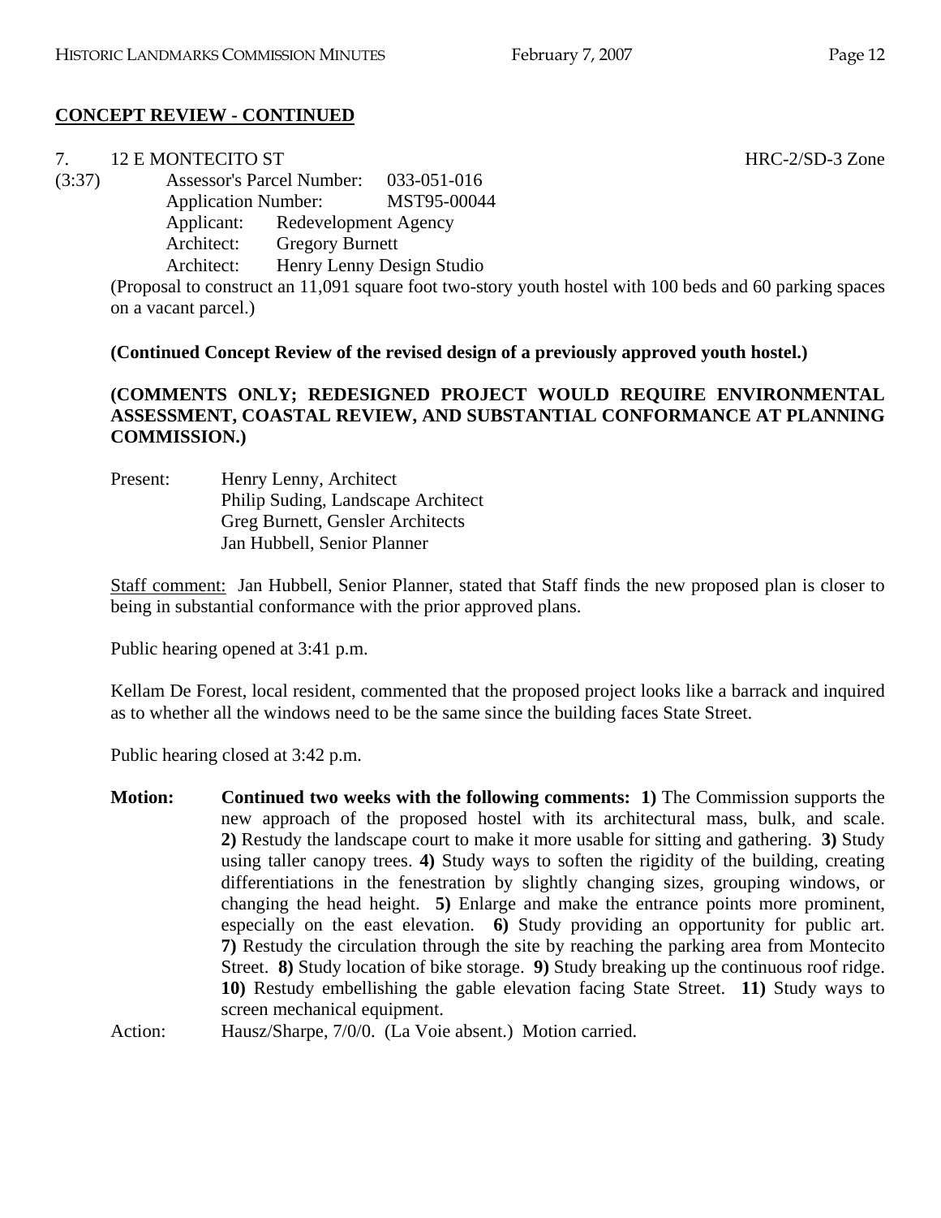**CONCEPT REVIEW - CONTINUED**

7. 12 E MONTECITO ST HRC-2/SD-3 Zone

(3:37)

Assessor's Parcel Number: 033-051-016
Application Number: MST95-00044
Applicant: Redevelopment Agency
Architect: Gregory Burnett
Architect: Henry Lenny Design Studio

(Proposal to construct an 11,091 square foot two-story youth hostel with 100 beds and 60 parking spaces on a vacant parcel.)

**(Continued Concept Review of the revised design of a previously approved youth hostel.)**

**(COMMENTS ONLY; REDESIGNED PROJECT WOULD REQUIRE ENVIRONMENTAL ASSESSMENT, COASTAL REVIEW, AND SUBSTANTIAL CONFORMANCE AT PLANNING COMMISSION.)**

Present: Henry Lenny, Architect
Philip Suding, Landscape Architect
Greg Burnett, Gensler Architects
Jan Hubbell, Senior Planner

Staff comment: Jan Hubbell, Senior Planner, stated that Staff finds the new proposed plan is closer to being in substantial conformance with the prior approved plans.

Public hearing opened at 3:41 p.m.

Kellam De Forest, local resident, commented that the proposed project looks like a barrack and inquired as to whether all the windows need to be the same since the building faces State Street.

Public hearing closed at 3:42 p.m.

**Motion:** **Continued two weeks with the following comments: 1)** The Commission supports the new approach of the proposed hostel with its architectural mass, bulk, and scale. **2)** Restudy the landscape court to make it more usable for sitting and gathering. **3)** Study using taller canopy trees. **4)** Study ways to soften the rigidity of the building, creating differentiations in the fenestration by slightly changing sizes, grouping windows, or changing the head height. **5)** Enlarge and make the entrance points more prominent, especially on the east elevation. **6)** Study providing an opportunity for public art. **7)** Restudy the circulation through the site by reaching the parking area from Montecito Street. **8)** Study location of bike storage. **9)** Study breaking up the continuous roof ridge. **10)** Restudy embellishing the gable elevation facing State Street. **11)** Study ways to screen mechanical equipment.

Action: Hausz/Sharpe, 7/0/0. (La Voie absent.) Motion carried.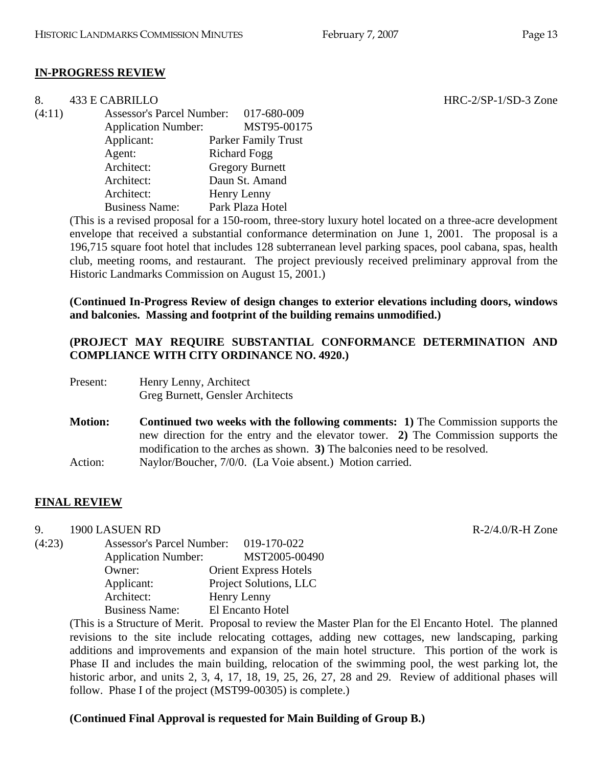## IN-PROGRESS REVIEW

8. 433 E CABRILLO HRC-2/SP-1/SD-3 Zone

(4:11)

| | |
|---|---|
| Assessor's Parcel Number: | 017-680-009 |
| Application Number: | MST95-00175 |
| Applicant: | Parker Family Trust |
| Agent: | Richard Fogg |
| Architect: | Gregory Burnett |
| Architect: | Daun St. Amand |
| Architect: | Henry Lenny |
| Business Name: | Park Plaza Hotel |

(This is a revised proposal for a 150-room, three-story luxury hotel located on a three-acre development envelope that received a substantial conformance determination on June 1, 2001. The proposal is a 196,715 square foot hotel that includes 128 subterranean level parking spaces, pool cabana, spas, health club, meeting rooms, and restaurant. The project previously received preliminary approval from the Historic Landmarks Commission on August 15, 2001.)

**(Continued In-Progress Review of design changes to exterior elevations including doors, windows and balconies. Massing and footprint of the building remains unmodified.)**

**(PROJECT MAY REQUIRE SUBSTANTIAL CONFORMANCE DETERMINATION AND COMPLIANCE WITH CITY ORDINANCE NO. 4920.)**

Present: Henry Lenny, Architect
Greg Burnett, Gensler Architects

**Motion:** **Continued two weeks with the following comments: 1)** The Commission supports the new direction for the entry and the elevator tower. **2)** The Commission supports the modification to the arches as shown. **3)** The balconies need to be resolved.

Action: Naylor/Boucher, 7/0/0. (La Voie absent.) Motion carried.

## FINAL REVIEW

9. 1900 LASUEN RD R-2/4.0/R-H Zone

(4:23)

| | |
|---|---|
| Assessor's Parcel Number: | 019-170-022 |
| Application Number: | MST2005-00490 |
| Owner: | Orient Express Hotels |
| Applicant: | Project Solutions, LLC |
| Architect: | Henry Lenny |
| Business Name: | El Encanto Hotel |

(This is a Structure of Merit. Proposal to review the Master Plan for the El Encanto Hotel. The planned revisions to the site include relocating cottages, adding new cottages, new landscaping, parking additions and improvements and expansion of the main hotel structure. This portion of the work is Phase II and includes the main building, relocation of the swimming pool, the west parking lot, the historic arbor, and units 2, 3, 4, 17, 18, 19, 25, 26, 27, 28 and 29. Review of additional phases will follow. Phase I of the project (MST99-00305) is complete.)

**(Continued Final Approval is requested for Main Building of Group B.)**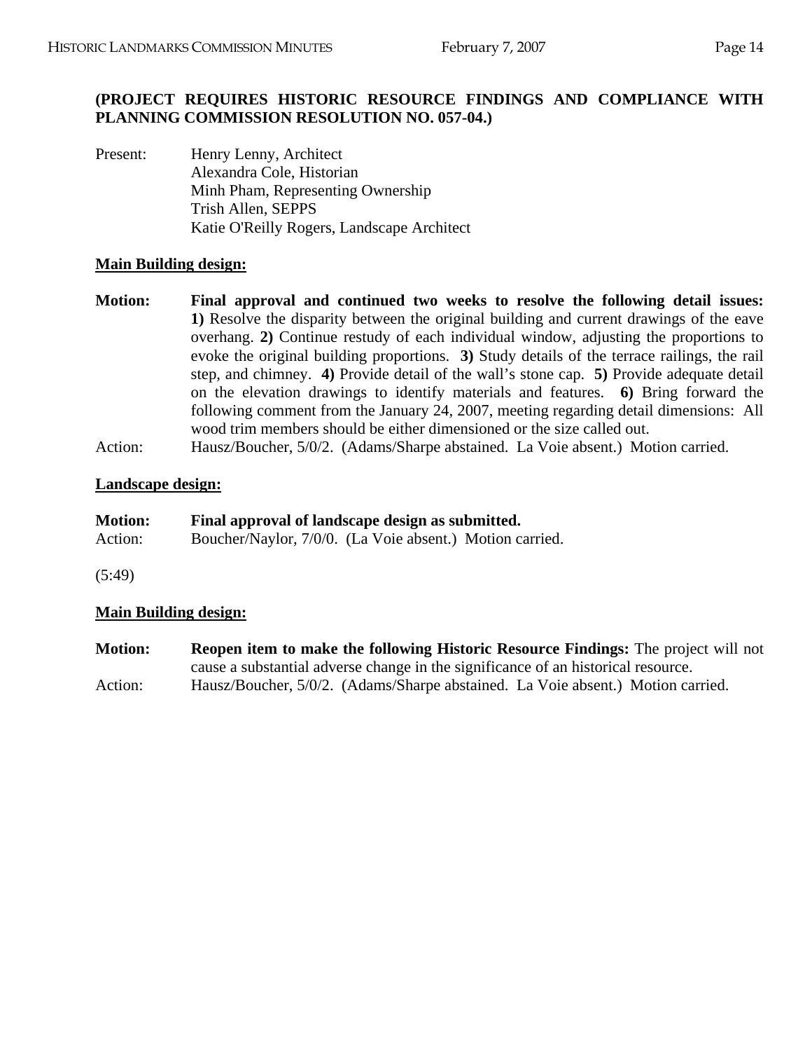**(PROJECT REQUIRES HISTORIC RESOURCE FINDINGS AND COMPLIANCE WITH PLANNING COMMISSION RESOLUTION NO. 057-04.)**

Present: Henry Lenny, Architect
Alexandra Cole, Historian
Minh Pham, Representing Ownership
Trish Allen, SEPPS
Katie O'Reilly Rogers, Landscape Architect

**Main Building design:**

**Motion: Final approval and continued two weeks to resolve the following detail issues: 1)** Resolve the disparity between the original building and current drawings of the eave overhang. **2)** Continue restudy of each individual window, adjusting the proportions to evoke the original building proportions. **3)** Study details of the terrace railings, the rail step, and chimney. **4)** Provide detail of the wall's stone cap. **5)** Provide adequate detail on the elevation drawings to identify materials and features. **6)** Bring forward the following comment from the January 24, 2007, meeting regarding detail dimensions: All wood trim members should be either dimensioned or the size called out.

Action: Hausz/Boucher, 5/0/2. (Adams/Sharpe abstained. La Voie absent.) Motion carried.

**Landscape design:**

**Motion: Final approval of landscape design as submitted.**

Action: Boucher/Naylor, 7/0/0. (La Voie absent.) Motion carried.

(5:49)

**Main Building design:**

**Motion: Reopen item to make the following Historic Resource Findings:** The project will not cause a substantial adverse change in the significance of an historical resource.

Action: Hausz/Boucher, 5/0/2. (Adams/Sharpe abstained. La Voie absent.) Motion carried.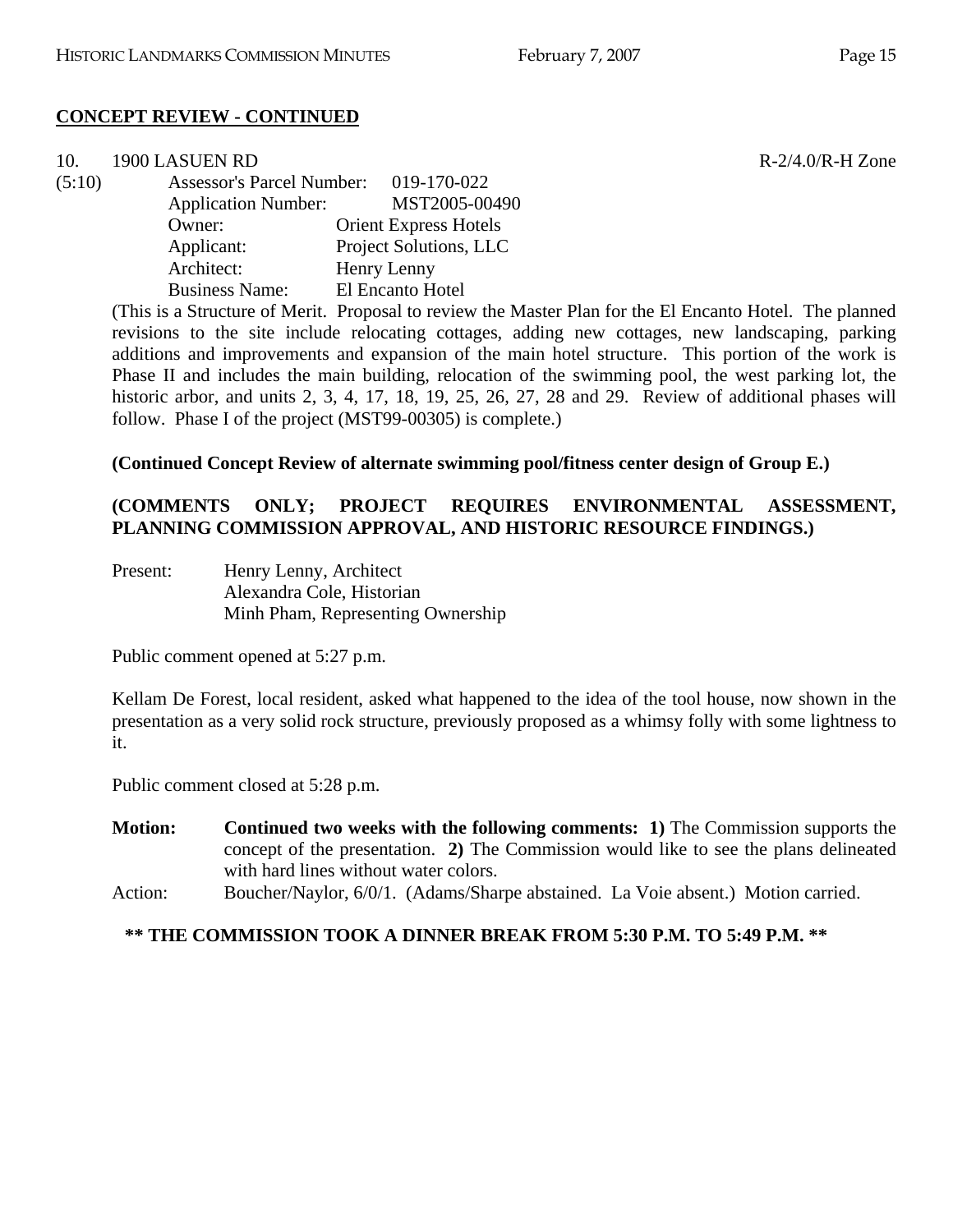**CONCEPT REVIEW - CONTINUED**

10. 1900 LASUEN RD R-2/4.0/R-H Zone

(5:10) Assessor's Parcel Number: 019-170-022
Application Number: MST2005-00490
Owner: Orient Express Hotels
Applicant: Project Solutions, LLC
Architect: Henry Lenny
Business Name: El Encanto Hotel

(This is a Structure of Merit. Proposal to review the Master Plan for the El Encanto Hotel. The planned revisions to the site include relocating cottages, adding new cottages, new landscaping, parking additions and improvements and expansion of the main hotel structure. This portion of the work is Phase II and includes the main building, relocation of the swimming pool, the west parking lot, the historic arbor, and units 2, 3, 4, 17, 18, 19, 25, 26, 27, 28 and 29. Review of additional phases will follow. Phase I of the project (MST99-00305) is complete.)

**(Continued Concept Review of alternate swimming pool/fitness center design of Group E.)**

**(COMMENTS ONLY; PROJECT REQUIRES ENVIRONMENTAL ASSESSMENT, PLANNING COMMISSION APPROVAL, AND HISTORIC RESOURCE FINDINGS.)**

Present: Henry Lenny, Architect
Alexandra Cole, Historian
Minh Pham, Representing Ownership

Public comment opened at 5:27 p.m.

Kellam De Forest, local resident, asked what happened to the idea of the tool house, now shown in the presentation as a very solid rock structure, previously proposed as a whimsy folly with some lightness to it.

Public comment closed at 5:28 p.m.

**Motion:** **Continued two weeks with the following comments: 1)** The Commission supports the concept of the presentation. **2)** The Commission would like to see the plans delineated with hard lines without water colors.

Action: Boucher/Naylor, 6/0/1. (Adams/Sharpe abstained. La Voie absent.) Motion carried.

**\*\* THE COMMISSION TOOK A DINNER BREAK FROM 5:30 P.M. TO 5:49 P.M. \*\***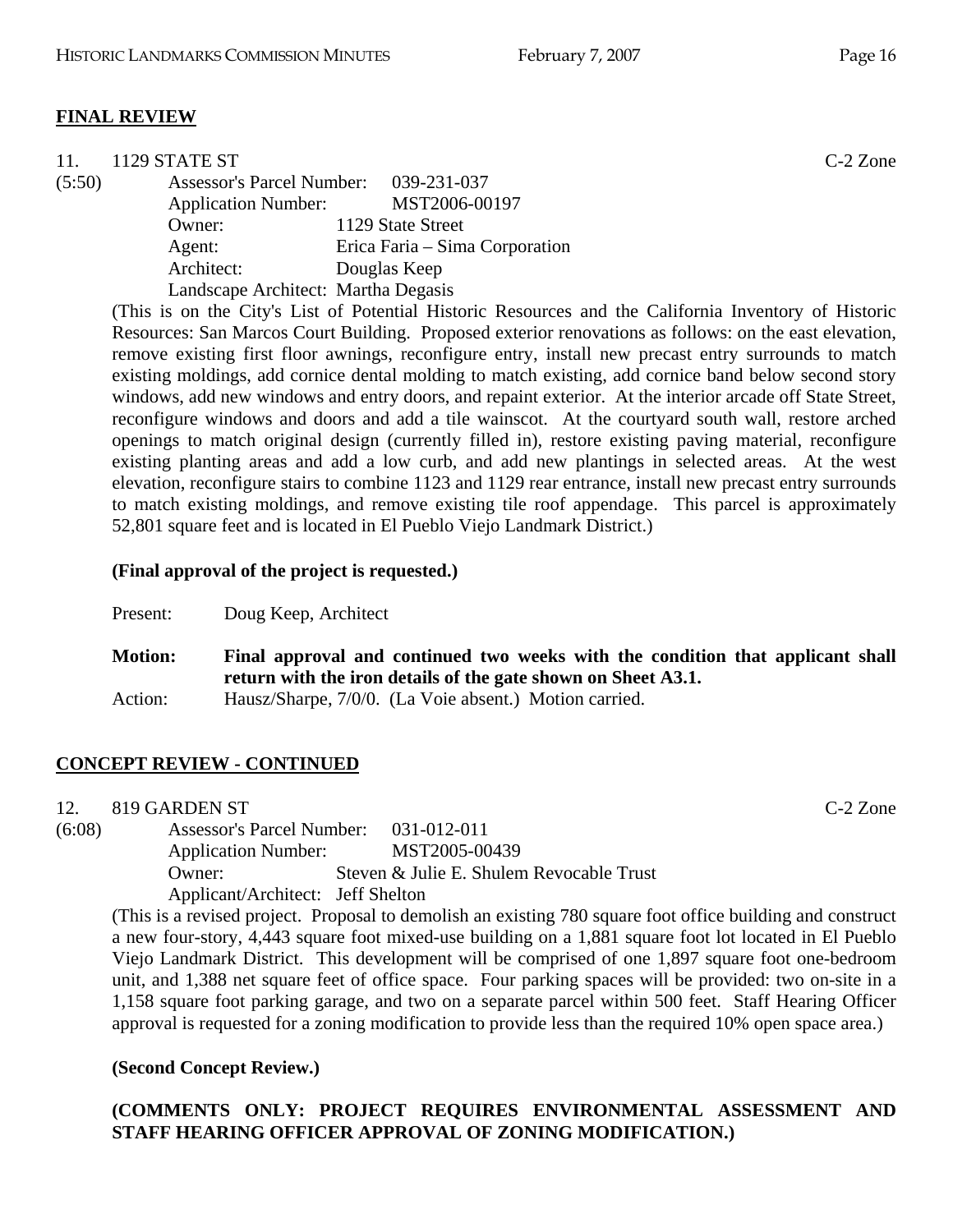**FINAL REVIEW**

11. 1129 STATE ST C-2 Zone

(5:50) Assessor's Parcel Number: 039-231-037
Application Number: MST2006-00197
Owner: 1129 State Street
Agent: Erica Faria – Sima Corporation
Architect: Douglas Keep
Landscape Architect: Martha Degasis

(This is on the City's List of Potential Historic Resources and the California Inventory of Historic Resources: San Marcos Court Building. Proposed exterior renovations as follows: on the east elevation, remove existing first floor awnings, reconfigure entry, install new precast entry surrounds to match existing moldings, add cornice dental molding to match existing, add cornice band below second story windows, add new windows and entry doors, and repaint exterior. At the interior arcade off State Street, reconfigure windows and doors and add a tile wainscot. At the courtyard south wall, restore arched openings to match original design (currently filled in), restore existing paving material, reconfigure existing planting areas and add a low curb, and add new plantings in selected areas. At the west elevation, reconfigure stairs to combine 1123 and 1129 rear entrance, install new precast entry surrounds to match existing moldings, and remove existing tile roof appendage. This parcel is approximately 52,801 square feet and is located in El Pueblo Viejo Landmark District.)

**(Final approval of the project is requested.)**

Present: Doug Keep, Architect

**Motion: Final approval and continued two weeks with the condition that applicant shall return with the iron details of the gate shown on Sheet A3.1.**

Action: Hausz/Sharpe, 7/0/0. (La Voie absent.) Motion carried.

**CONCEPT REVIEW - CONTINUED**

12. 819 GARDEN ST C-2 Zone

(6:08) Assessor's Parcel Number: 031-012-011
Application Number: MST2005-00439
Owner: Steven & Julie E. Shulem Revocable Trust
Applicant/Architect: Jeff Shelton

(This is a revised project. Proposal to demolish an existing 780 square foot office building and construct a new four-story, 4,443 square foot mixed-use building on a 1,881 square foot lot located in El Pueblo Viejo Landmark District. This development will be comprised of one 1,897 square foot one-bedroom unit, and 1,388 net square feet of office space. Four parking spaces will be provided: two on-site in a 1,158 square foot parking garage, and two on a separate parcel within 500 feet. Staff Hearing Officer approval is requested for a zoning modification to provide less than the required 10% open space area.)

**(Second Concept Review.)**

**(COMMENTS ONLY: PROJECT REQUIRES ENVIRONMENTAL ASSESSMENT AND STAFF HEARING OFFICER APPROVAL OF ZONING MODIFICATION.)**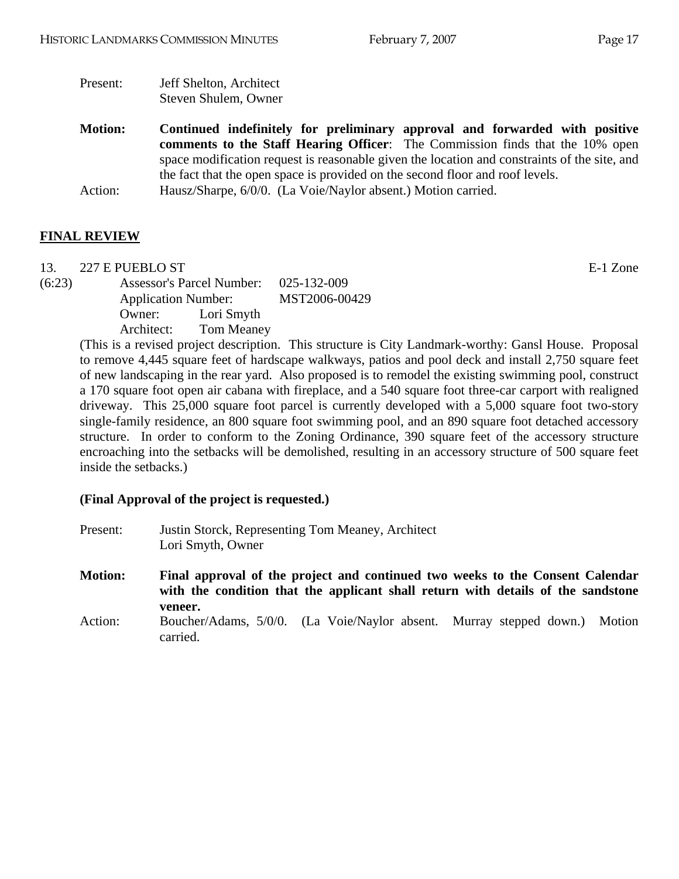Present: Jeff Shelton, Architect
Steven Shulem, Owner

**Motion:** **Continued indefinitely for preliminary approval and forwarded with positive comments to the Staff Hearing Officer**: The Commission finds that the 10% open space modification request is reasonable given the location and constraints of the site, and the fact that the open space is provided on the second floor and roof levels.

Action: Hausz/Sharpe, 6/0/0. (La Voie/Naylor absent.) Motion carried.

## FINAL REVIEW

13. 227 E PUEBLO ST E-1 Zone

(6:23) Assessor's Parcel Number: 025-132-009
Application Number: MST2006-00429
Owner: Lori Smyth
Architect: Tom Meaney

(This is a revised project description. This structure is City Landmark-worthy: Gansl House. Proposal to remove 4,445 square feet of hardscape walkways, patios and pool deck and install 2,750 square feet of new landscaping in the rear yard. Also proposed is to remodel the existing swimming pool, construct a 170 square foot open air cabana with fireplace, and a 540 square foot three-car carport with realigned driveway. This 25,000 square foot parcel is currently developed with a 5,000 square foot two-story single-family residence, an 800 square foot swimming pool, and an 890 square foot detached accessory structure. In order to conform to the Zoning Ordinance, 390 square feet of the accessory structure encroaching into the setbacks will be demolished, resulting in an accessory structure of 500 square feet inside the setbacks.)

**(Final Approval of the project is requested.)**

Present: Justin Storck, Representing Tom Meaney, Architect
Lori Smyth, Owner

**Motion:** **Final approval of the project and continued two weeks to the Consent Calendar with the condition that the applicant shall return with details of the sandstone veneer.**

Action: Boucher/Adams, 5/0/0. (La Voie/Naylor absent. Murray stepped down.) Motion carried.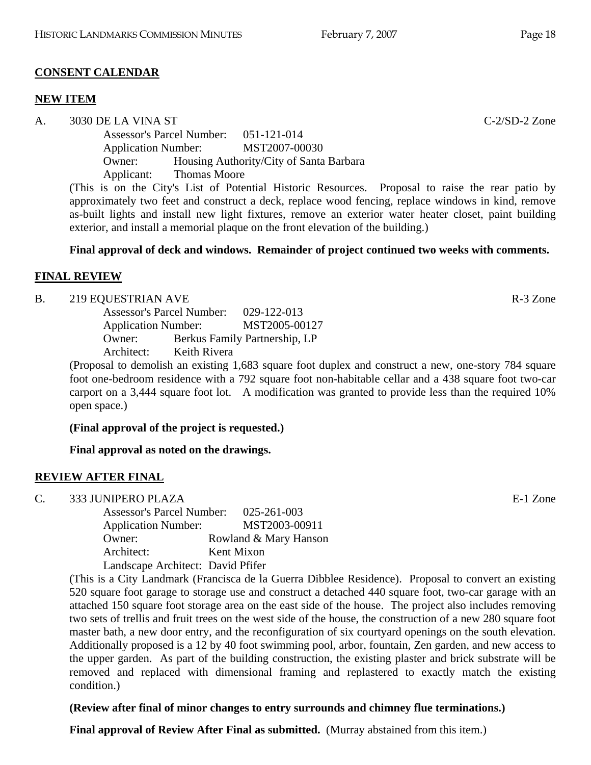**CONSENT CALENDAR**

**NEW ITEM**

A. 3030 DE LA VINA ST C-2/SD-2 Zone

Assessor's Parcel Number: 051-121-014
Application Number: MST2007-00030
Owner: Housing Authority/City of Santa Barbara
Applicant: Thomas Moore

(This is on the City's List of Potential Historic Resources. Proposal to raise the rear patio by approximately two feet and construct a deck, replace wood fencing, replace windows in kind, remove as-built lights and install new light fixtures, remove an exterior water heater closet, paint building exterior, and install a memorial plaque on the front elevation of the building.)

**Final approval of deck and windows. Remainder of project continued two weeks with comments.**

**FINAL REVIEW**

B. 219 EQUESTRIAN AVE R-3 Zone

Assessor's Parcel Number: 029-122-013
Application Number: MST2005-00127
Owner: Berkus Family Partnership, LP
Architect: Keith Rivera

(Proposal to demolish an existing 1,683 square foot duplex and construct a new, one-story 784 square foot one-bedroom residence with a 792 square foot non-habitable cellar and a 438 square foot two-car carport on a 3,444 square foot lot. A modification was granted to provide less than the required 10% open space.)

**(Final approval of the project is requested.)**

**Final approval as noted on the drawings.**

**REVIEW AFTER FINAL**

C. 333 JUNIPERO PLAZA E-1 Zone

Assessor's Parcel Number: 025-261-003
Application Number: MST2003-00911
Owner: Rowland & Mary Hanson
Architect: Kent Mixon
Landscape Architect: David Pfifer

(This is a City Landmark (Francisca de la Guerra Dibblee Residence). Proposal to convert an existing 520 square foot garage to storage use and construct a detached 440 square foot, two-car garage with an attached 150 square foot storage area on the east side of the house. The project also includes removing two sets of trellis and fruit trees on the west side of the house, the construction of a new 280 square foot master bath, a new door entry, and the reconfiguration of six courtyard openings on the south elevation. Additionally proposed is a 12 by 40 foot swimming pool, arbor, fountain, Zen garden, and new access to the upper garden. As part of the building construction, the existing plaster and brick substrate will be removed and replaced with dimensional framing and replastered to exactly match the existing condition.)

**(Review after final of minor changes to entry surrounds and chimney flue terminations.)**

**Final approval of Review After Final as submitted.** (Murray abstained from this item.)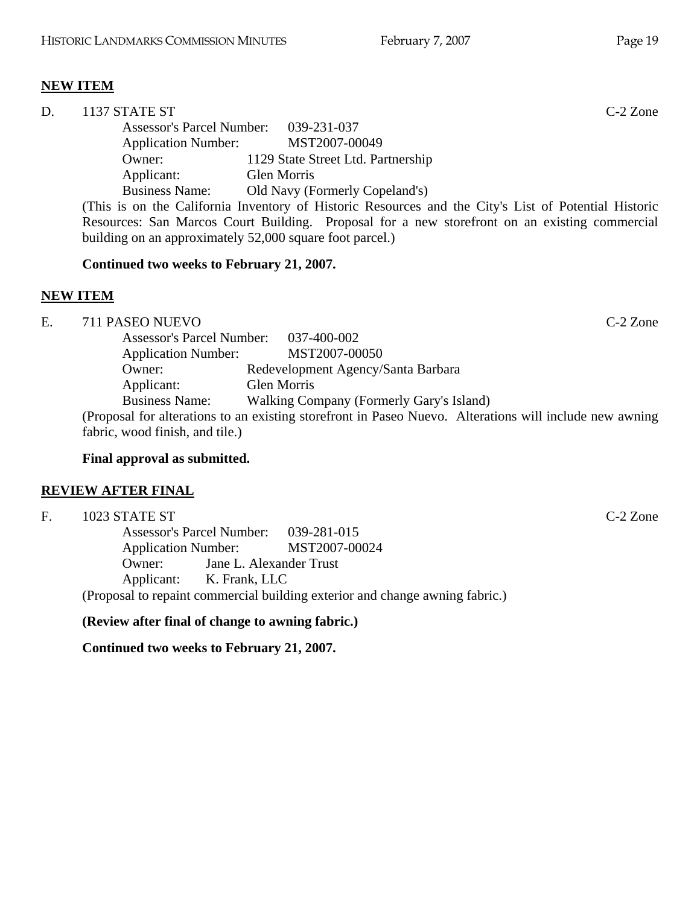**NEW ITEM**

D. 1137 STATE ST C-2 Zone

Assessor's Parcel Number: 039-231-037
Application Number: MST2007-00049
Owner: 1129 State Street Ltd. Partnership
Applicant: Glen Morris
Business Name: Old Navy (Formerly Copeland's)

(This is on the California Inventory of Historic Resources and the City's List of Potential Historic Resources: San Marcos Court Building. Proposal for a new storefront on an existing commercial building on an approximately 52,000 square foot parcel.)

**Continued two weeks to February 21, 2007.**

**NEW ITEM**

E. 711 PASEO NUEVO C-2 Zone

Assessor's Parcel Number: 037-400-002
Application Number: MST2007-00050
Owner: Redevelopment Agency/Santa Barbara
Applicant: Glen Morris
Business Name: Walking Company (Formerly Gary's Island)

(Proposal for alterations to an existing storefront in Paseo Nuevo. Alterations will include new awning fabric, wood finish, and tile.)

**Final approval as submitted.**

**REVIEW AFTER FINAL**

F. 1023 STATE ST C-2 Zone

Assessor's Parcel Number: 039-281-015
Application Number: MST2007-00024
Owner: Jane L. Alexander Trust
Applicant: K. Frank, LLC

(Proposal to repaint commercial building exterior and change awning fabric.)

**(Review after final of change to awning fabric.)**

**Continued two weeks to February 21, 2007.**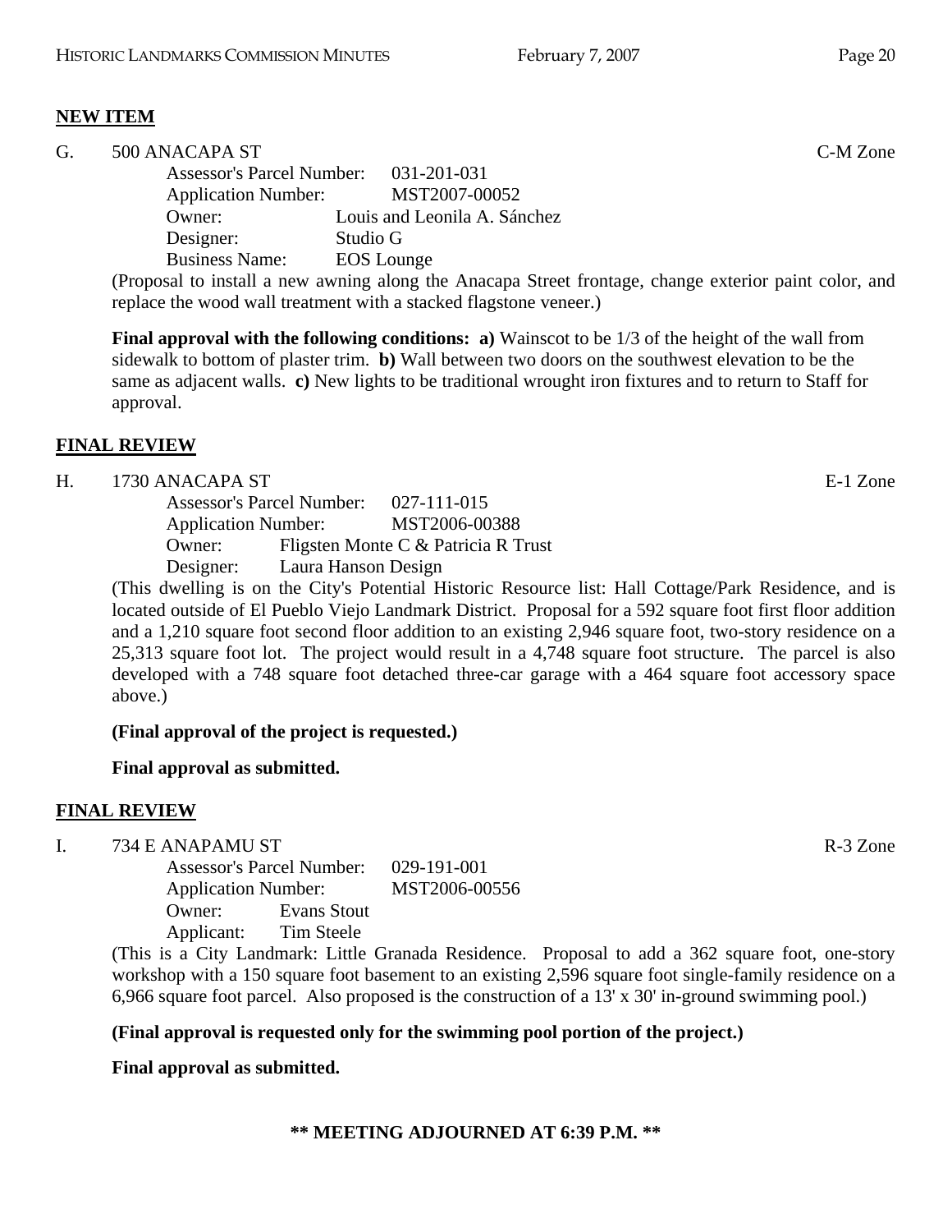**NEW ITEM**

G. 500 ANACAPA ST C-M Zone

Assessor's Parcel Number: 031-201-031
Application Number: MST2007-00052
Owner: Louis and Leonila A. Sánchez
Designer: Studio G
Business Name: EOS Lounge

(Proposal to install a new awning along the Anacapa Street frontage, change exterior paint color, and replace the wood wall treatment with a stacked flagstone veneer.)

**Final approval with the following conditions: a)** Wainscot to be 1/3 of the height of the wall from sidewalk to bottom of plaster trim. **b)** Wall between two doors on the southwest elevation to be the same as adjacent walls. **c)** New lights to be traditional wrought iron fixtures and to return to Staff for approval.

**FINAL REVIEW**

H. 1730 ANACAPA ST E-1 Zone

Assessor's Parcel Number: 027-111-015
Application Number: MST2006-00388
Owner: Fligsten Monte C & Patricia R Trust
Designer: Laura Hanson Design

(This dwelling is on the City's Potential Historic Resource list: Hall Cottage/Park Residence, and is located outside of El Pueblo Viejo Landmark District. Proposal for a 592 square foot first floor addition and a 1,210 square foot second floor addition to an existing 2,946 square foot, two-story residence on a 25,313 square foot lot. The project would result in a 4,748 square foot structure. The parcel is also developed with a 748 square foot detached three-car garage with a 464 square foot accessory space above.)

**(Final approval of the project is requested.)**

**Final approval as submitted.**

**FINAL REVIEW**

I. 734 E ANAPAMU ST R-3 Zone

Assessor's Parcel Number: 029-191-001
Application Number: MST2006-00556
Owner: Evans Stout
Applicant: Tim Steele

(This is a City Landmark: Little Granada Residence. Proposal to add a 362 square foot, one-story workshop with a 150 square foot basement to an existing 2,596 square foot single-family residence on a 6,966 square foot parcel. Also proposed is the construction of a 13' x 30' in-ground swimming pool.)

**(Final approval is requested only for the swimming pool portion of the project.)**

**Final approval as submitted.**

**\*\* MEETING ADJOURNED AT 6:39 P.M. \*\***